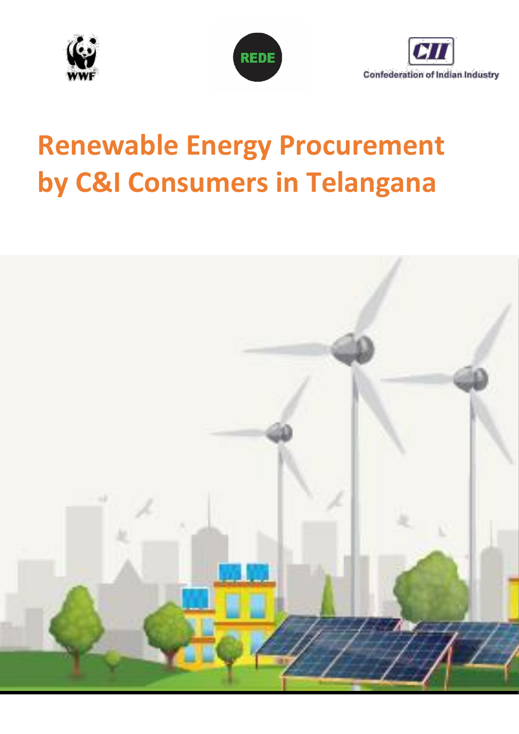# Renewable Energy Procurement by C&I Consumers in Telangana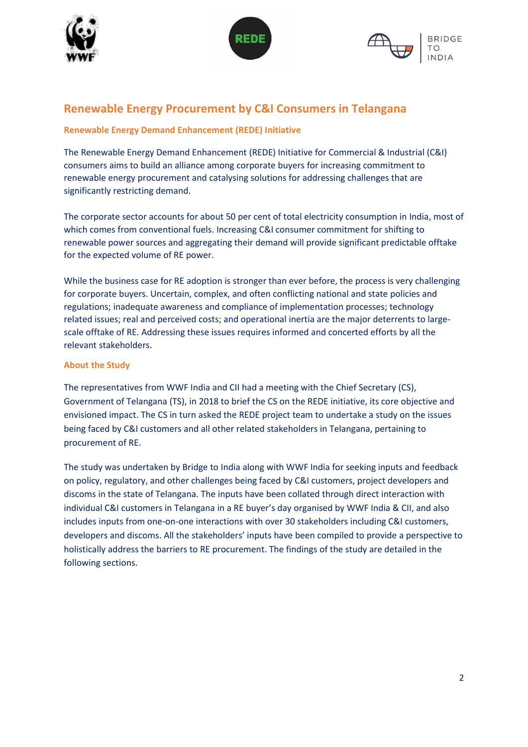## Renewable Energy Procurement by C&I Consumers in Telangana

### Renewable Energy Demand Enhancement (REDE) Initiative

The Renewable Energy Demand Enhancement (REDE) Initiative for Commercial & Industrial (C&I) consumers aims to build an alliance among corporate buyers for increasing commitment to renewable energy procurement and catalysing solutions for addressing challenges that are significantly restricting demand.

The corporate sector accounts for about 50 per cent of total electricity consumption in India, most of which comes from conventional fuels. Increasing C&I consumer commitment for shifting to renewable power sources and aggregating their demand will provide significant predictable offtake for the expected volume of RE power.

While the business case for RE adoption is stronger than ever before, the process is very challenging for corporate buyers. Uncertain, complex, and often conflicting national and state policies and regulations; inadequate awareness and compliance of implementation processes; technology related issues; real and perceived costs; and operational inertia are the major deterrents to large-scale offtake of RE. Addressing these issues requires informed and concerted efforts by all the relevant stakeholders.

### About the Study

The representatives from WWF India and CII had a meeting with the Chief Secretary (CS), Government of Telangana (TS), in 2018 to brief the CS on the REDE initiative, its core objective and envisioned impact. The CS in turn asked the REDE project team to undertake a study on the issues being faced by C&I customers and all other related stakeholders in Telangana, pertaining to procurement of RE.

The study was undertaken by Bridge to India along with WWF India for seeking inputs and feedback on policy, regulatory, and other challenges being faced by C&I customers, project developers and discoms in the state of Telangana. The inputs have been collated through direct interaction with individual C&I customers in Telangana in a RE buyer's day organised by WWF India & CII, and also includes inputs from one-on-one interactions with over 30 stakeholders including C&I customers, developers and discoms. All the stakeholders' inputs have been compiled to provide a perspective to holistically address the barriers to RE procurement. The findings of the study are detailed in the following sections.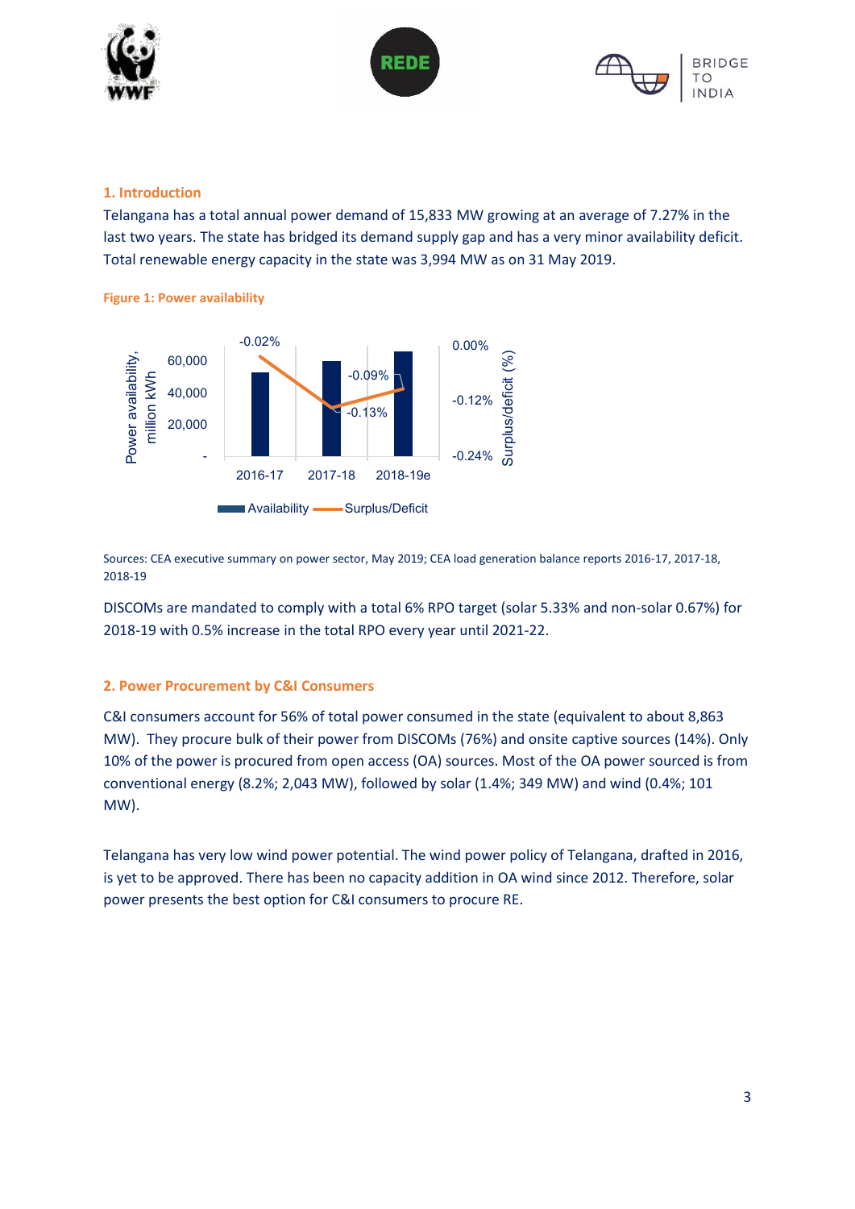## 1. Introduction

Telangana has a total annual power demand of 15,833 MW growing at an average of 7.27% in the last two years. The state has bridged its demand supply gap and has a very minor availability deficit. Total renewable energy capacity in the state was 3,994 MW as on 31 May 2019.

**Figure 1: Power availability**

Sources: CEA executive summary on power sector, May 2019; CEA load generation balance reports 2016-17, 2017-18, 2018-19

DISCOMs are mandated to comply with a total 6% RPO target (solar 5.33% and non-solar 0.67%) for 2018-19 with 0.5% increase in the total RPO every year until 2021-22.

## 2. Power Procurement by C&I Consumers

C&I consumers account for 56% of total power consumed in the state (equivalent to about 8,863 MW). They procure bulk of their power from DISCOMs (76%) and onsite captive sources (14%). Only 10% of the power is procured from open access (OA) sources. Most of the OA power sourced is from conventional energy (8.2%; 2,043 MW), followed by solar (1.4%; 349 MW) and wind (0.4%; 101 MW).

Telangana has very low wind power potential. The wind power policy of Telangana, drafted in 2016, is yet to be approved. There has been no capacity addition in OA wind since 2012. Therefore, solar power presents the best option for C&I consumers to procure RE.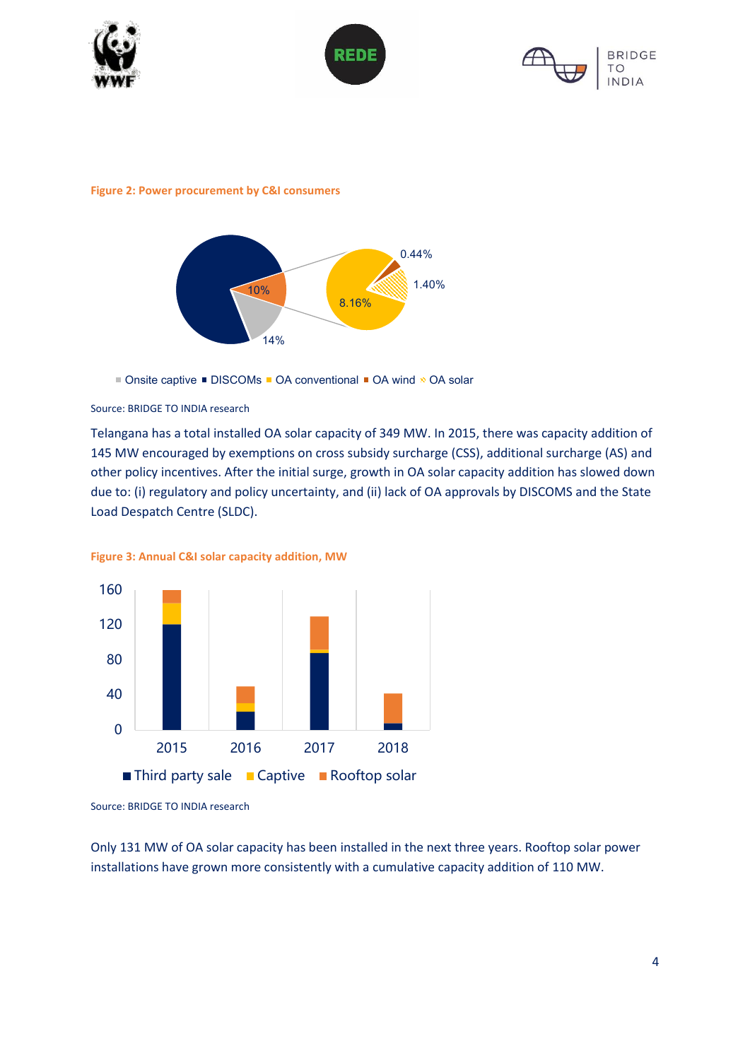**Figure 2: Power procurement by C&I consumers**

Onsite captive ■ DISCOMs ■ OA conventional ■ OA wind ■ OA solar

Source: BRIDGE TO INDIA research

Telangana has a total installed OA solar capacity of 349 MW. In 2015, there was capacity addition of 145 MW encouraged by exemptions on cross subsidy surcharge (CSS), additional surcharge (AS) and other policy incentives. After the initial surge, growth in OA solar capacity addition has slowed down due to: (i) regulatory and policy uncertainty, and (ii) lack of OA approvals by DISCOMS and the State Load Despatch Centre (SLDC).

**Figure 3: Annual C&I solar capacity addition, MW**

Source: BRIDGE TO INDIA research

Only 131 MW of OA solar capacity has been installed in the next three years. Rooftop solar power installations have grown more consistently with a cumulative capacity addition of 110 MW.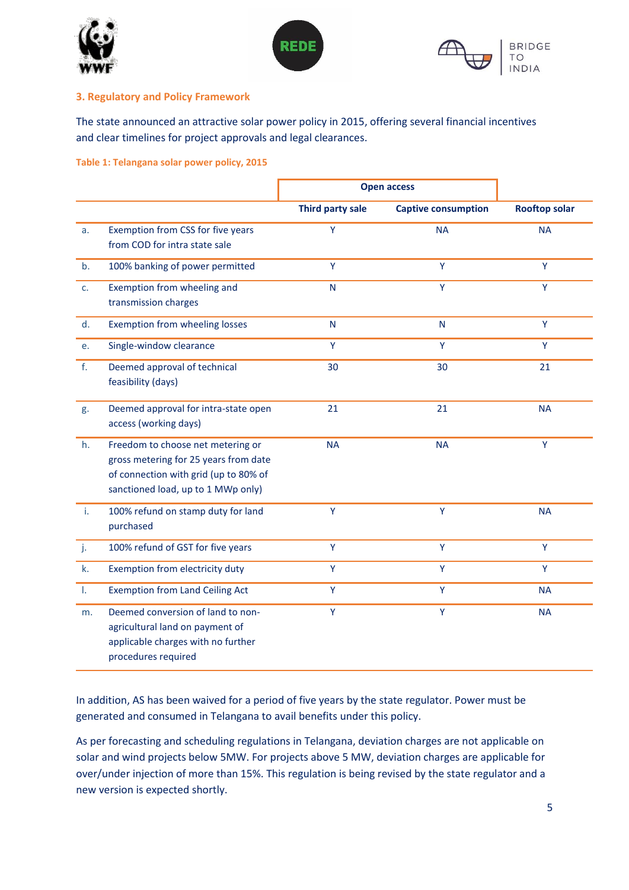## 3. Regulatory and Policy Framework

The state announced an attractive solar power policy in 2015, offering several financial incentives and clear timelines for project approvals and legal clearances.

**Table 1: Telangana solar power policy, 2015**

| | | Open access | | |
|---|---|---|---|---|
| | | **Third party sale** | **Captive consumption** | **Rooftop solar** |
| a. | Exemption from CSS for five years from COD for intra state sale | Y | NA | NA |
| b. | 100% banking of power permitted | Y | Y | Y |
| c. | Exemption from wheeling and transmission charges | N | Y | Y |
| d. | Exemption from wheeling losses | N | N | Y |
| e. | Single-window clearance | Y | Y | Y |
| f. | Deemed approval of technical feasibility (days) | 30 | 30 | 21 |
| g. | Deemed approval for intra-state open access (working days) | 21 | 21 | NA |
| h. | Freedom to choose net metering or gross metering for 25 years from date of connection with grid (up to 80% of sanctioned load, up to 1 MWp only) | NA | NA | Y |
| i. | 100% refund on stamp duty for land purchased | Y | Y | NA |
| j. | 100% refund of GST for five years | Y | Y | Y |
| k. | Exemption from electricity duty | Y | Y | Y |
| l. | Exemption from Land Ceiling Act | Y | Y | NA |
| m. | Deemed conversion of land to non-agricultural land on payment of applicable charges with no further procedures required | Y | Y | NA |

In addition, AS has been waived for a period of five years by the state regulator. Power must be generated and consumed in Telangana to avail benefits under this policy.

As per forecasting and scheduling regulations in Telangana, deviation charges are not applicable on solar and wind projects below 5MW. For projects above 5 MW, deviation charges are applicable for over/under injection of more than 15%. This regulation is being revised by the state regulator and a new version is expected shortly.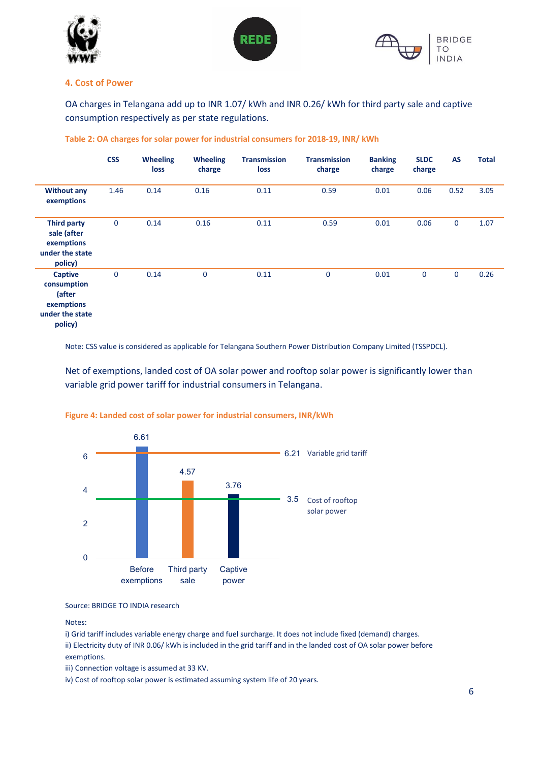## 4. Cost of Power

OA charges in Telangana add up to INR 1.07/ kWh and INR 0.26/ kWh for third party sale and captive consumption respectively as per state regulations.

**Table 2: OA charges for solar power for industrial consumers for 2018-19, INR/ kWh**

| | CSS | Wheeling loss | Wheeling charge | Transmission loss | Transmission charge | Banking charge | SLDC charge | AS | Total |
|---|---|---|---|---|---|---|---|---|---|
| **Without any exemptions** | 1.46 | 0.14 | 0.16 | 0.11 | 0.59 | 0.01 | 0.06 | 0.52 | 3.05 |
| **Third party sale (after exemptions under the state policy)** | 0 | 0.14 | 0.16 | 0.11 | 0.59 | 0.01 | 0.06 | 0 | 1.07 |
| **Captive consumption (after exemptions under the state policy)** | 0 | 0.14 | 0 | 0.11 | 0 | 0.01 | 0 | 0 | 0.26 |

Note: CSS value is considered as applicable for Telangana Southern Power Distribution Company Limited (TSSPDCL).

Net of exemptions, landed cost of OA solar power and rooftop solar power is significantly lower than variable grid power tariff for industrial consumers in Telangana.

**Figure 4: Landed cost of solar power for industrial consumers, INR/kWh**

| | Landed cost (INR/kWh) |
|---|---|
| Before exemptions | 6.61 |
| Third party sale | 4.57 |
| Captive power | 3.76 |
| Variable grid tariff | 6.21 |
| Cost of rooftop solar power | 3.5 |

Source: BRIDGE TO INDIA research

Notes:

i) Grid tariff includes variable energy charge and fuel surcharge. It does not include fixed (demand) charges.

ii) Electricity duty of INR 0.06/ kWh is included in the grid tariff and in the landed cost of OA solar power before exemptions.

iii) Connection voltage is assumed at 33 KV.

iv) Cost of rooftop solar power is estimated assuming system life of 20 years.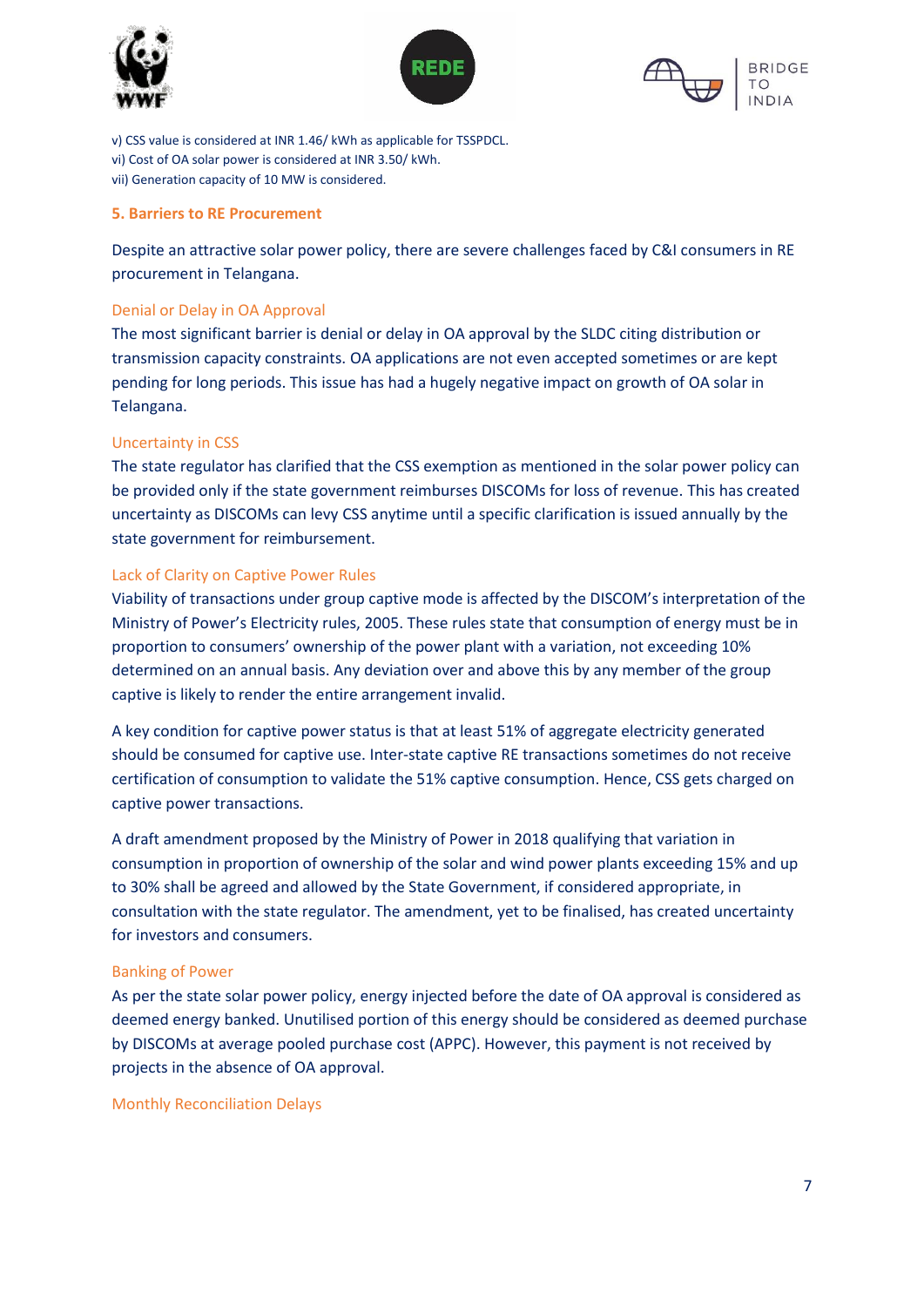v) CSS value is considered at INR 1.46/ kWh as applicable for TSSPDCL.
vi) Cost of OA solar power is considered at INR 3.50/ kWh.
vii) Generation capacity of 10 MW is considered.

## 5. Barriers to RE Procurement

Despite an attractive solar power policy, there are severe challenges faced by C&I consumers in RE procurement in Telangana.

### Denial or Delay in OA Approval

The most significant barrier is denial or delay in OA approval by the SLDC citing distribution or transmission capacity constraints. OA applications are not even accepted sometimes or are kept pending for long periods. This issue has had a hugely negative impact on growth of OA solar in Telangana.

### Uncertainty in CSS

The state regulator has clarified that the CSS exemption as mentioned in the solar power policy can be provided only if the state government reimburses DISCOMs for loss of revenue. This has created uncertainty as DISCOMs can levy CSS anytime until a specific clarification is issued annually by the state government for reimbursement.

### Lack of Clarity on Captive Power Rules

Viability of transactions under group captive mode is affected by the DISCOM's interpretation of the Ministry of Power's Electricity rules, 2005. These rules state that consumption of energy must be in proportion to consumers' ownership of the power plant with a variation, not exceeding 10% determined on an annual basis. Any deviation over and above this by any member of the group captive is likely to render the entire arrangement invalid.

A key condition for captive power status is that at least 51% of aggregate electricity generated should be consumed for captive use. Inter-state captive RE transactions sometimes do not receive certification of consumption to validate the 51% captive consumption. Hence, CSS gets charged on captive power transactions.

A draft amendment proposed by the Ministry of Power in 2018 qualifying that variation in consumption in proportion of ownership of the solar and wind power plants exceeding 15% and up to 30% shall be agreed and allowed by the State Government, if considered appropriate, in consultation with the state regulator. The amendment, yet to be finalised, has created uncertainty for investors and consumers.

### Banking of Power

As per the state solar power policy, energy injected before the date of OA approval is considered as deemed energy banked. Unutilised portion of this energy should be considered as deemed purchase by DISCOMs at average pooled purchase cost (APPC). However, this payment is not received by projects in the absence of OA approval.

### Monthly Reconciliation Delays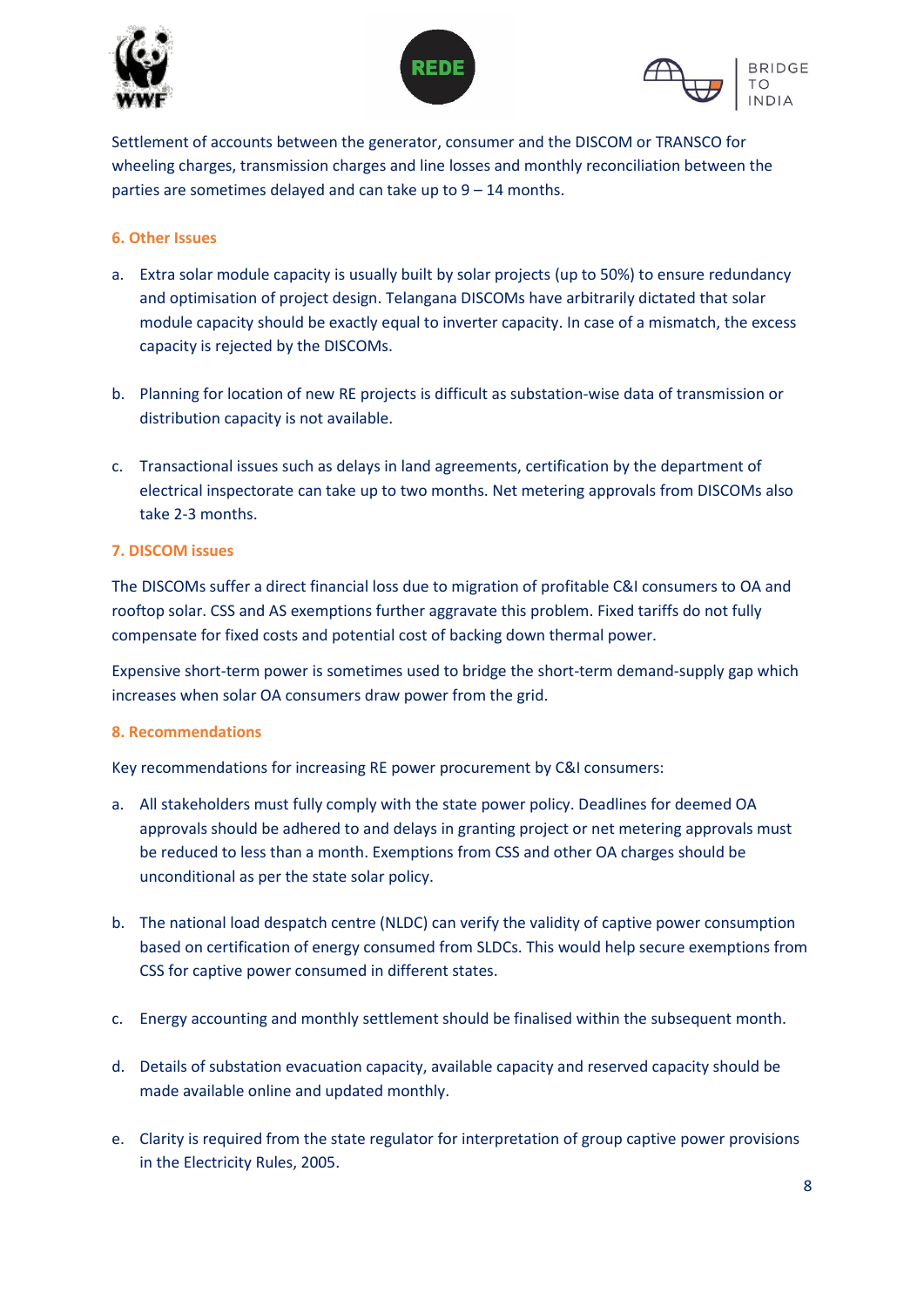Settlement of accounts between the generator, consumer and the DISCOM or TRANSCO for wheeling charges, transmission charges and line losses and monthly reconciliation between the parties are sometimes delayed and can take up to 9 – 14 months.

## 6. Other Issues

a. Extra solar module capacity is usually built by solar projects (up to 50%) to ensure redundancy and optimisation of project design. Telangana DISCOMs have arbitrarily dictated that solar module capacity should be exactly equal to inverter capacity. In case of a mismatch, the excess capacity is rejected by the DISCOMs.

b. Planning for location of new RE projects is difficult as substation-wise data of transmission or distribution capacity is not available.

c. Transactional issues such as delays in land agreements, certification by the department of electrical inspectorate can take up to two months. Net metering approvals from DISCOMs also take 2-3 months.

## 7. DISCOM issues

The DISCOMs suffer a direct financial loss due to migration of profitable C&I consumers to OA and rooftop solar. CSS and AS exemptions further aggravate this problem. Fixed tariffs do not fully compensate for fixed costs and potential cost of backing down thermal power.

Expensive short-term power is sometimes used to bridge the short-term demand-supply gap which increases when solar OA consumers draw power from the grid.

## 8. Recommendations

Key recommendations for increasing RE power procurement by C&I consumers:

a. All stakeholders must fully comply with the state power policy. Deadlines for deemed OA approvals should be adhered to and delays in granting project or net metering approvals must be reduced to less than a month. Exemptions from CSS and other OA charges should be unconditional as per the state solar policy.

b. The national load despatch centre (NLDC) can verify the validity of captive power consumption based on certification of energy consumed from SLDCs. This would help secure exemptions from CSS for captive power consumed in different states.

c. Energy accounting and monthly settlement should be finalised within the subsequent month.

d. Details of substation evacuation capacity, available capacity and reserved capacity should be made available online and updated monthly.

e. Clarity is required from the state regulator for interpretation of group captive power provisions in the Electricity Rules, 2005.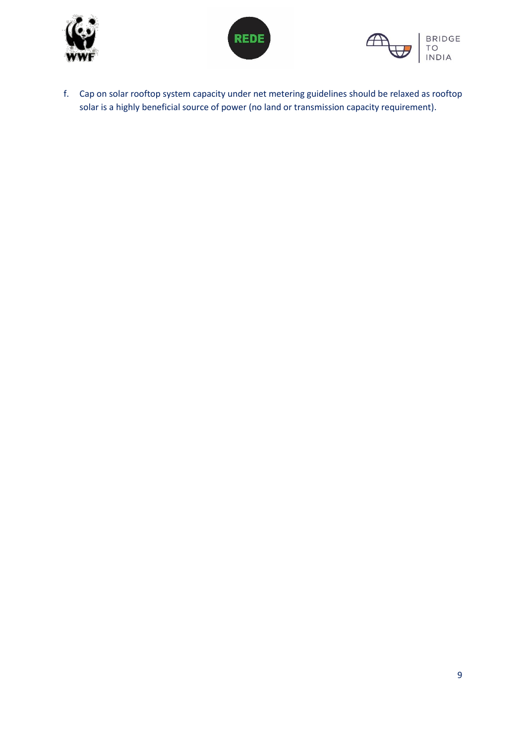f. Cap on solar rooftop system capacity under net metering guidelines should be relaxed as rooftop solar is a highly beneficial source of power (no land or transmission capacity requirement).